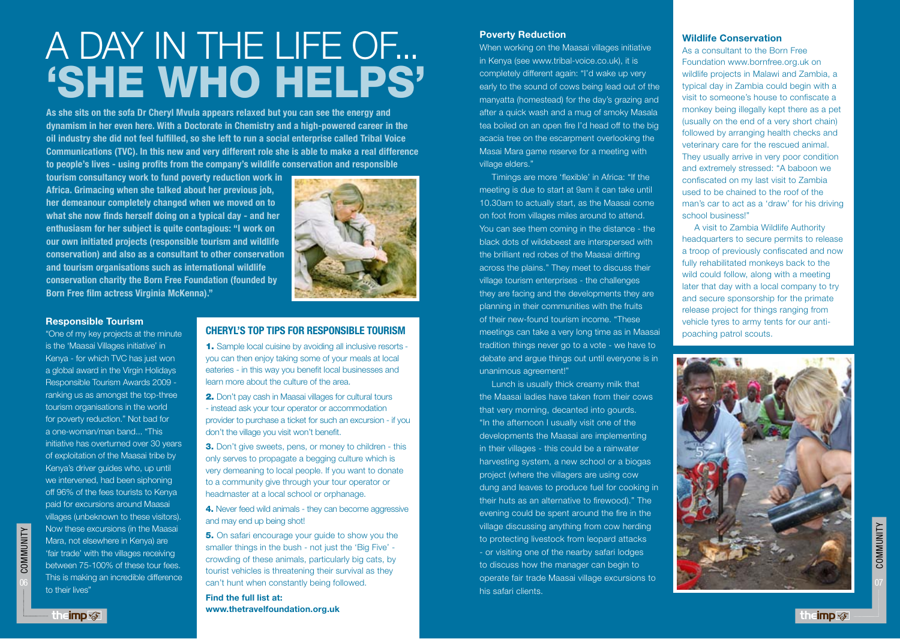# A DAY IN THE LIFE OF... 'SHE WHO HELPS'

**As she sits on the sofa Dr Cheryl Mvula appears relaxed but you can see the energy and dynamism in her even here. With a Doctorate in Chemistry and a high-powered career in the oil industry she did not feel fulfilled, so she left to run a social enterprise called Tribal Voice Communications (TVC). In this new and very different role she is able to make a real difference to people's lives - using profits from the company's wildlife conservation and responsible tourism consultancy work to fund poverty reduction work in Africa. Grimacing when she talked about her previous job, her demeanour completely changed when we moved on to what she now finds herself doing on a typical day - and her enthusiasm for her subject is quite contagious: "I work on our own initiated projects (responsible tourism and wildlife conservation) and also as a consultant to other conservation and tourism organisations such as international wildlife conservation charity the Born Free Foundation (founded by Born Free film actress Virginia McKenna)."**

### Responsible Tourism

"One of my key projects at the minute is the 'Maasai Villages initiative' in Kenya - for which TVC has just won a global award in the Virgin Holidays Responsible Tourism Awards 2009 - ranking us as amongst the top-three tourism organisations in the world for poverty reduction." Not bad for a one-woman/man band... "This initiative has overturned over 30 years of exploitation of the Maasai tribe by Kenya's driver guides who, up until we intervened, had been siphoning off 96% of the fees tourists to Kenya paid for excursions around Maasai villages (unbeknown to these visitors). Now these excursions (in the Maasai Mara, not elsewhere in Kenya) are 'fair trade' with the villages receiving between 75-100% of these tour fees. This is making an incredible difference to their lives"

### CHERYL'S TOP TIPS FOR RESPONSIBLE TOURISM

**1.** Sample local cuisine by avoiding all inclusive resorts - you can then enjoy taking some of your meals at local eateries - in this way you benefit local businesses and learn more about the culture of the area.

**2.** Don't pay cash in Maasai villages for cultural tours - instead ask your tour operator or accommodation provider to purchase a ticket for such an excursion - if you don't the village you visit won't benefit.

**3.** Don't give sweets, pens, or money to children - this only serves to propagate a begging culture which is very demeaning to local people. If you want to donate to a community give through your tour operator or headmaster at a local school or orphanage.

**4.** Never feed wild animals - they can become aggressive and may end up being shot!

**5.** On safari encourage your guide to show you the smaller things in the bush - not just the 'Big Five' - crowding of these animals, particularly big cats, by tourist vehicles is threatening their survival as they can't hunt when constantly being followed.

**Find the full list at: www.thetravelfoundation.org.uk**

### Poverty Reduction

When working on the Maasai villages initiative in Kenya (see www.tribal-voice.co.uk), it is completely different again: "I'd wake up very early to the sound of cows being lead out of the manyatta (homestead) for the day's grazing and after a quick wash and a mug of smoky Masala tea boiled on an open fire I'd head off to the big acacia tree on the escarpment overlooking the Masai Mara game reserve for a meeting with village elders."

Timings are more 'flexible' in Africa: "If the meeting is due to start at 9am it can take until 10.30am to actually start, as the Maasai come on foot from villages miles around to attend. You can see them coming in the distance - the black dots of wildebeest are interspersed with the brilliant red robes of the Maasai drifting across the plains." They meet to discuss their village tourism enterprises - the challenges they are facing and the developments they are planning in their communities with the fruits of their new-found tourism income. "These meetings can take a very long time as in Maasai tradition things never go to a vote - we have to debate and argue things out until everyone is in unanimous agreement!"

Lunch is usually thick creamy milk that the Maasai ladies have taken from their cows that very morning, decanted into gourds. "In the afternoon I usually visit one of the developments the Maasai are implementing in their villages - this could be a rainwater harvesting system, a new school or a biogas project (where the villagers are using cow dung and leaves to produce fuel for cooking in their huts as an alternative to firewood)." The evening could be spent around the fire in the village discussing anything from cow herding to protecting livestock from leopard attacks - or visiting one of the nearby safari lodges to discuss how the manager can begin to operate fair trade Maasai village excursions to his safari clients.

### Wildlife Conservation

As a consultant to the Born Free Foundation www.bornfree.org.uk on wildlife projects in Malawi and Zambia, a typical day in Zambia could begin with a visit to someone's house to confiscate a monkey being illegally kept there as a pet (usually on the end of a very short chain) followed by arranging health checks and veterinary care for the rescued animal. They usually arrive in very poor condition and extremely stressed: "A baboon we confiscated on my last visit to Zambia used to be chained to the roof of the man's car to act as a 'draw' for his driving school business!"

A visit to Zambia Wildlife Authority headquarters to secure permits to release a troop of previously confiscated and now fully rehabilitated monkeys back to the wild could follow, along with a meeting later that day with a local company to try and secure sponsorship for the primate release project for things ranging from vehicle tyres to army tents for our anti-poaching patrol scouts.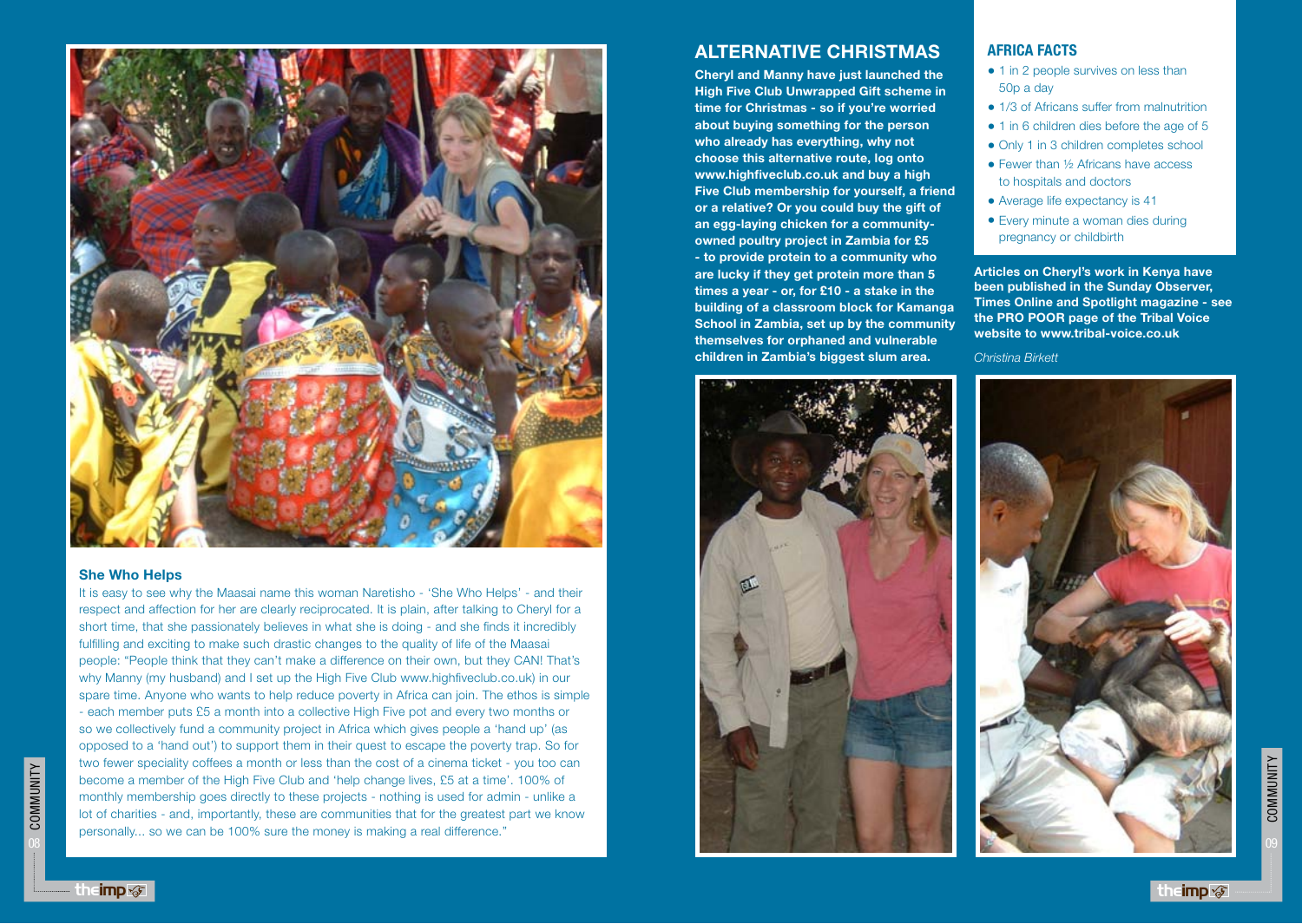### She Who Helps

It is easy to see why the Maasai name this woman Naretisho - 'She Who Helps' - and their respect and affection for her are clearly reciprocated. It is plain, after talking to Cheryl for a short time, that she passionately believes in what she is doing - and she finds it incredibly fulfilling and exciting to make such drastic changes to the quality of life of the Maasai people: "People think that they can't make a difference on their own, but they CAN! That's why Manny (my husband) and I set up the High Five Club www.highfiveclub.co.uk) in our spare time. Anyone who wants to help reduce poverty in Africa can join. The ethos is simple - each member puts £5 a month into a collective High Five pot and every two months or so we collectively fund a community project in Africa which gives people a 'hand up' (as opposed to a 'hand out') to support them in their quest to escape the poverty trap. So for two fewer speciality coffees a month or less than the cost of a cinema ticket - you too can become a member of the High Five Club and 'help change lives, £5 at a time'. 100% of monthly membership goes directly to these projects - nothing is used for admin - unlike a lot of charities - and, importantly, these are communities that for the greatest part we know personally... so we can be 100% sure the money is making a real difference."

## ALTERNATIVE CHRISTMAS

**Cheryl and Manny have just launched the High Five Club Unwrapped Gift scheme in time for Christmas - so if you're worried about buying something for the person who already has everything, why not choose this alternative route, log onto www.highfiveclub.co.uk and buy a high Five Club membership for yourself, a friend or a relative? Or you could buy the gift of an egg-laying chicken for a community-owned poultry project in Zambia for £5 - to provide protein to a community who are lucky if they get protein more than 5 times a year - or, for £10 - a stake in the building of a classroom block for Kamanga School in Zambia, set up by the community themselves for orphaned and vulnerable children in Zambia's biggest slum area.**

### AFRICA FACTS

- 1 in 2 people survives on less than 50p a day
- 1/3 of Africans suffer from malnutrition
- 1 in 6 children dies before the age of 5
- Only 1 in 3 children completes school
- Fewer than ½ Africans have access to hospitals and doctors
- Average life expectancy is 41
- Every minute a woman dies during pregnancy or childbirth

**Articles on Cheryl's work in Kenya have been published in the Sunday Observer, Times Online and Spotlight magazine - see the PRO POOR page of the Tribal Voice website to www.tribal-voice.co.uk**

*Christina Birkett*